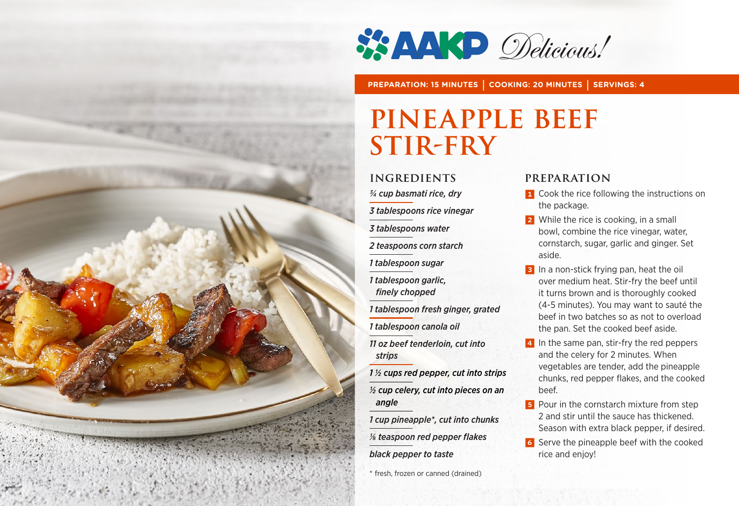AAKP *Delicious!*

**PREPARATION: 15 MINUTES | COOKING: 20 MINUTES | SERVINGS: 4**

# PINEAPPLE BEEF STIR-FRY

## INGREDIENTS

*¾ cup basmati rice, dry*

*3 tablespoons rice vinegar*

*3 tablespoons water*

*2 teaspoons corn starch*

*1 tablespoon sugar*

*1 tablespoon garlic, finely chopped*

*1 tablespoon fresh ginger, grated*

*1 tablespoon canola oil*

*11 oz beef tenderloin, cut into strips*

*1 ½ cups red pepper, cut into strips*

*½ cup celery, cut into pieces on an angle*

*1 cup pineapple*, cut into chunks*

*⅛ teaspoon red pepper flakes*

*black pepper to taste*

* fresh, frozen or canned (drained)

## PREPARATION

1. Cook the rice following the instructions on the package.
2. While the rice is cooking, in a small bowl, combine the rice vinegar, water, cornstarch, sugar, garlic and ginger. Set aside.
3. In a non-stick frying pan, heat the oil over medium heat. Stir-fry the beef until it turns brown and is thoroughly cooked (4-5 minutes). You may want to sauté the beef in two batches so as not to overload the pan. Set the cooked beef aside.
4. In the same pan, stir-fry the red peppers and the celery for 2 minutes. When vegetables are tender, add the pineapple chunks, red pepper flakes, and the cooked beef.
5. Pour in the cornstarch mixture from step 2 and stir until the sauce has thickened. Season with extra black pepper, if desired.
6. Serve the pineapple beef with the cooked rice and enjoy!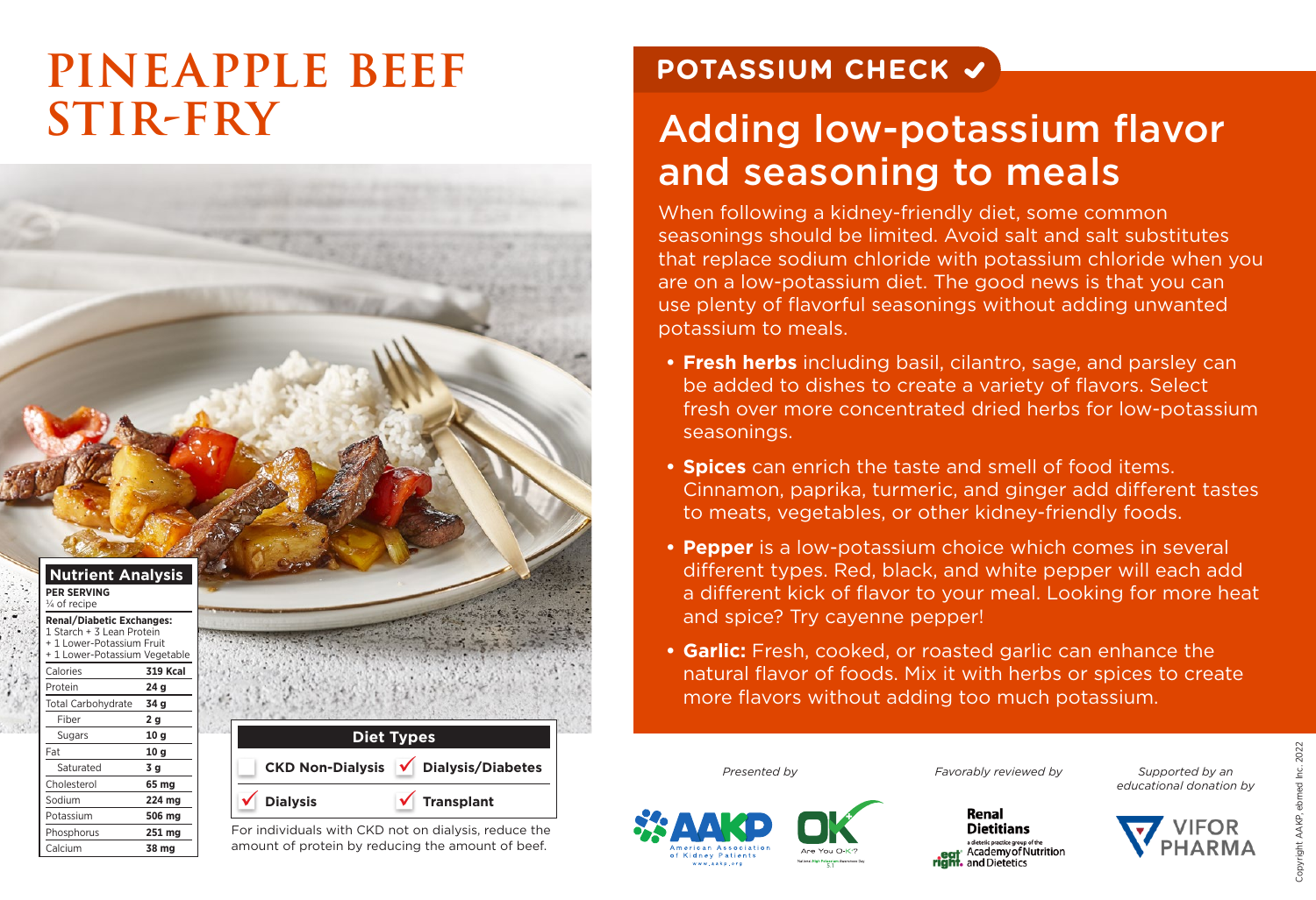# PINEAPPLE BEEF STIR-FRY

## Nutrient Analysis

**PER SERVING**
¼ of recipe

**Renal/Diabetic Exchanges:**
1 Starch + 3 Lean Protein
+ 1 Lower-Potassium Fruit
+ 1 Lower-Potassium Vegetable

| | |
|---|---|
| Calories | 319 Kcal |
| Protein | 24 g |
| Total Carbohydrate | 34 g |
| Fiber | 2 g |
| Sugars | 10 g |
| Fat | 10 g |
| Saturated | 3 g |
| Cholesterol | 65 mg |
| Sodium | 224 mg |
| Potassium | 506 mg |
| Phosphorus | 251 mg |
| Calcium | 38 mg |

## Diet Types

| | |
|---|---|
| ☐ CKD Non-Dialysis | ✓ Dialysis/Diabetes |
| ✓ Dialysis | ✓ Transplant |

For individuals with CKD not on dialysis, reduce the amount of protein by reducing the amount of beef.

## POTASSIUM CHECK ✔

### Adding low-potassium flavor and seasoning to meals

When following a kidney-friendly diet, some common seasonings should be limited. Avoid salt and salt substitutes that replace sodium chloride with potassium chloride when you are on a low-potassium diet. The good news is that you can use plenty of flavorful seasonings without adding unwanted potassium to meals.

- **Fresh herbs** including basil, cilantro, sage, and parsley can be added to dishes to create a variety of flavors. Select fresh over more concentrated dried herbs for low-potassium seasonings.
- **Spices** can enrich the taste and smell of food items. Cinnamon, paprika, turmeric, and ginger add different tastes to meats, vegetables, or other kidney-friendly foods.
- **Pepper** is a low-potassium choice which comes in several different types. Red, black, and white pepper will each add a different kick of flavor to your meal. Looking for more heat and spice? Try cayenne pepper!
- **Garlic:** Fresh, cooked, or roasted garlic can enhance the natural flavor of foods. Mix it with herbs or spices to create more flavors without adding too much potassium.

*Presented by* AAKP American Association of Kidney Patients www.aakp.org — OK Are You O-K?

*Favorably reviewed by* Renal Dietitians, a dietetic practice group of the Academy of Nutrition and Dietetics

*Supported by an educational donation by* VIFOR PHARMA

Copyright AAKP, ebmed Inc. 2022